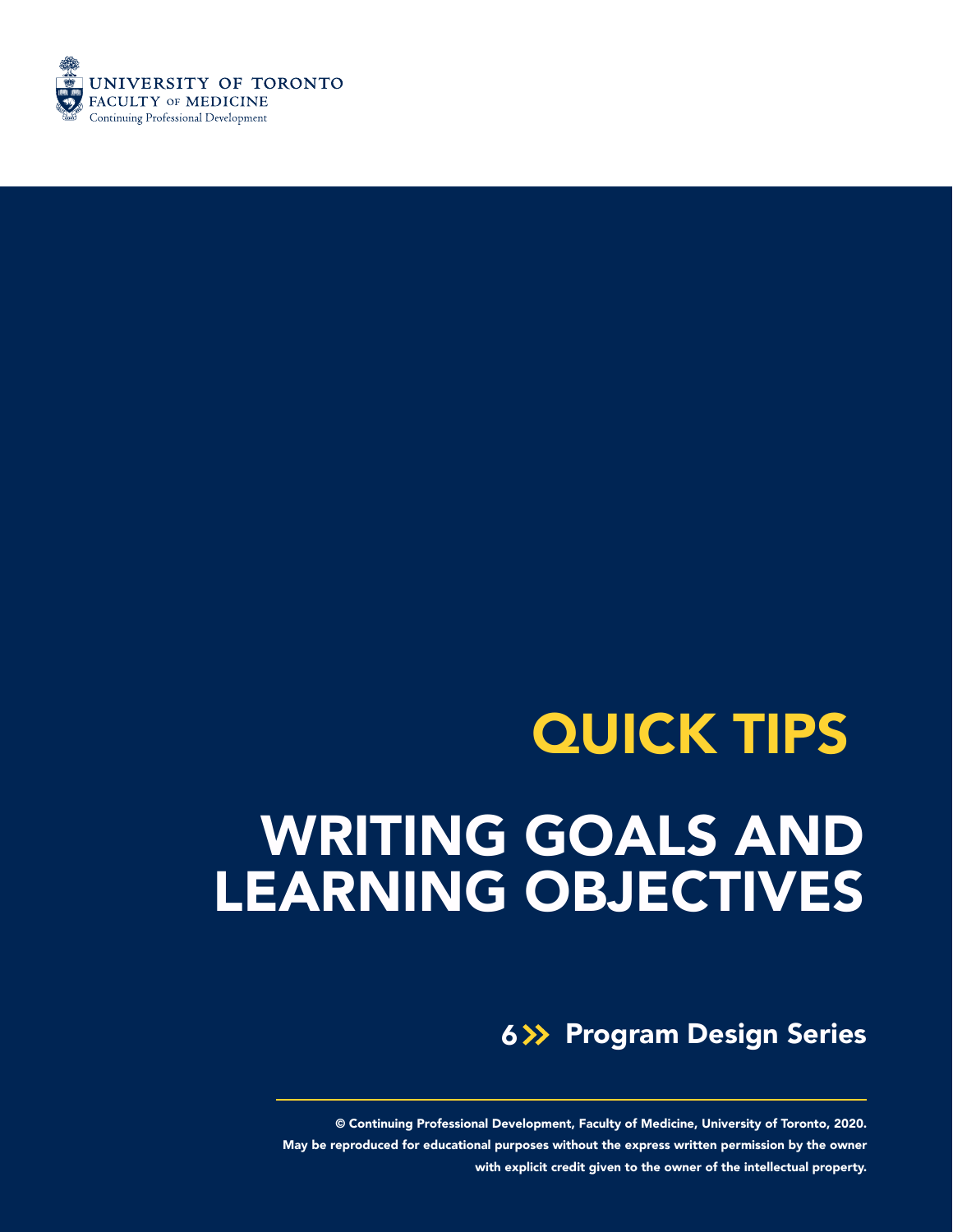UNIVERSITY OF TORONTO
FACULTY OF MEDICINE
Continuing Professional Development

# QUICK TIPS

# WRITING GOALS AND LEARNING OBJECTIVES

## 6 » Program Design Series

© Continuing Professional Development, Faculty of Medicine, University of Toronto, 2020.
May be reproduced for educational purposes without the express written permission by the owner with explicit credit given to the owner of the intellectual property.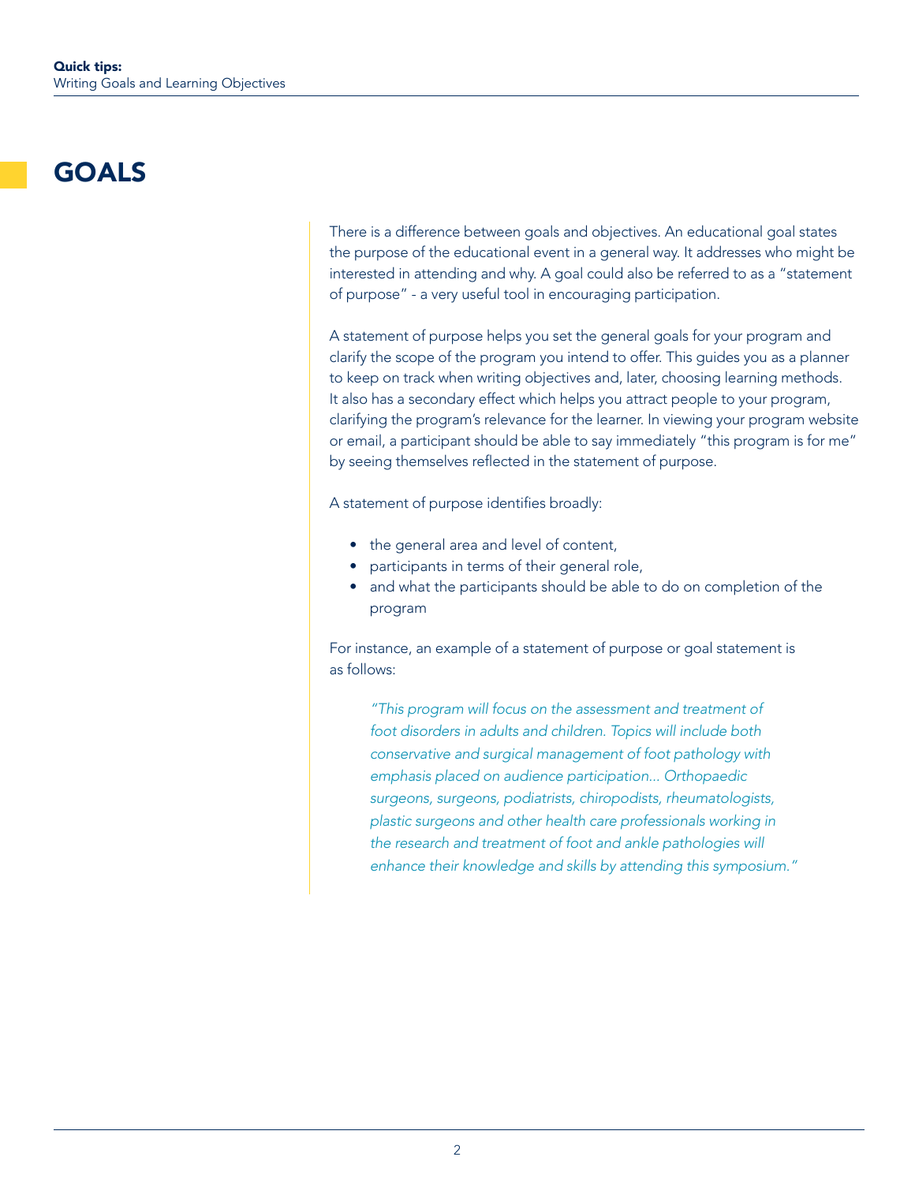# GOALS

There is a difference between goals and objectives. An educational goal states the purpose of the educational event in a general way. It addresses who might be interested in attending and why. A goal could also be referred to as a "statement of purpose" - a very useful tool in encouraging participation.

A statement of purpose helps you set the general goals for your program and clarify the scope of the program you intend to offer. This guides you as a planner to keep on track when writing objectives and, later, choosing learning methods. It also has a secondary effect which helps you attract people to your program, clarifying the program's relevance for the learner. In viewing your program website or email, a participant should be able to say immediately "this program is for me" by seeing themselves reflected in the statement of purpose.

A statement of purpose identifies broadly:

- the general area and level of content,
- participants in terms of their general role,
- and what the participants should be able to do on completion of the program

For instance, an example of a statement of purpose or goal statement is as follows:

> *"This program will focus on the assessment and treatment of foot disorders in adults and children. Topics will include both conservative and surgical management of foot pathology with emphasis placed on audience participation... Orthopaedic surgeons, surgeons, podiatrists, chiropodists, rheumatologists, plastic surgeons and other health care professionals working in the research and treatment of foot and ankle pathologies will enhance their knowledge and skills by attending this symposium."*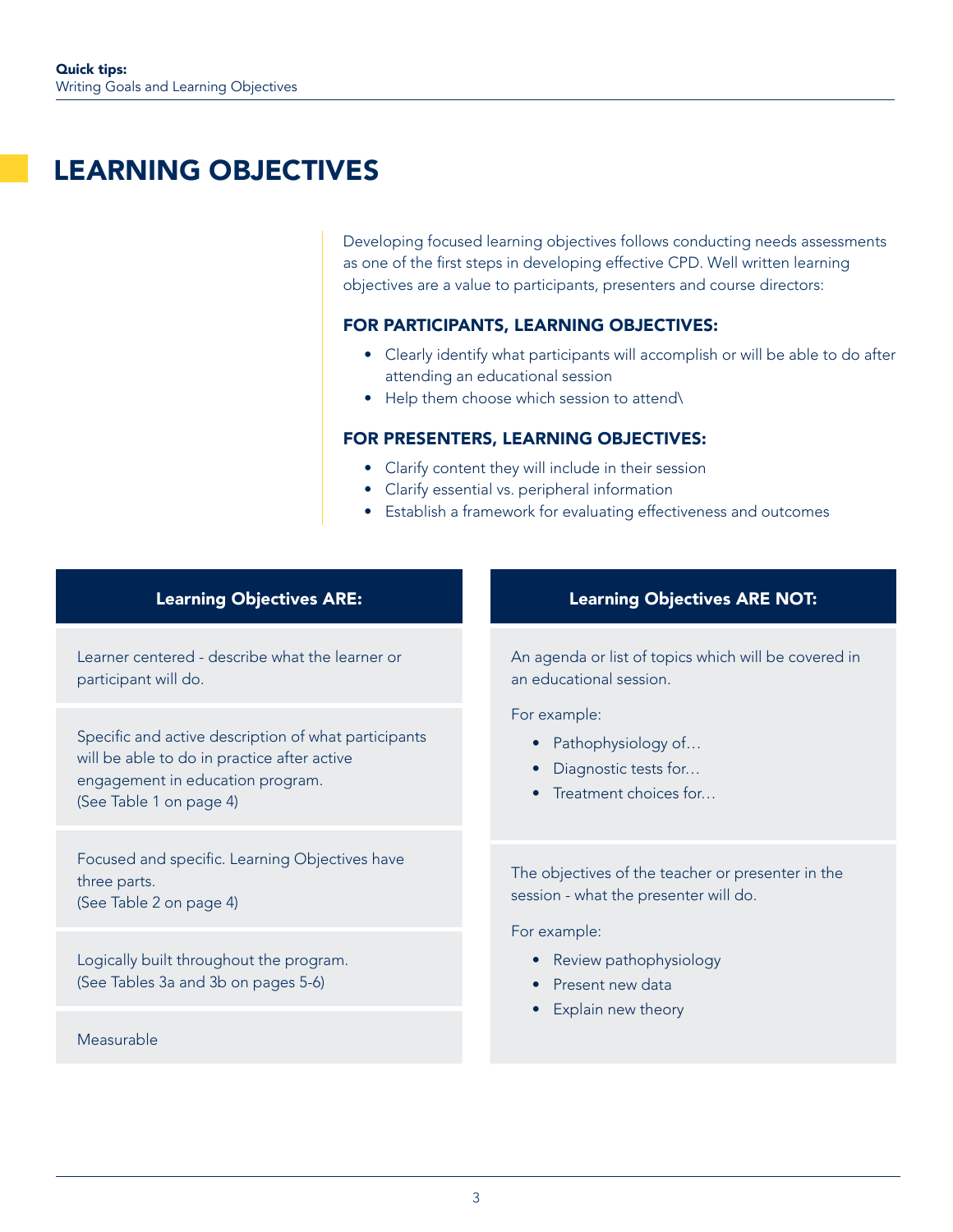# LEARNING OBJECTIVES

Developing focused learning objectives follows conducting needs assessments as one of the first steps in developing effective CPD. Well written learning objectives are a value to participants, presenters and course directors:

### FOR PARTICIPANTS, LEARNING OBJECTIVES:

- Clearly identify what participants will accomplish or will be able to do after attending an educational session
- Help them choose which session to attend\

### FOR PRESENTERS, LEARNING OBJECTIVES:

- Clarify content they will include in their session
- Clarify essential vs. peripheral information
- Establish a framework for evaluating effectiveness and outcomes

| Learning Objectives ARE: | Learning Objectives ARE NOT: |
| --- | --- |
| Learner centered - describe what the learner or participant will do. | An agenda or list of topics which will be covered in an educational session.<br><br>For example:<br>• Pathophysiology of…<br>• Diagnostic tests for…<br>• Treatment choices for… |
| Specific and active description of what participants will be able to do in practice after active engagement in education program.<br>(See Table 1 on page 4) | |
| Focused and specific. Learning Objectives have three parts.<br>(See Table 2 on page 4) | The objectives of the teacher or presenter in the session - what the presenter will do.<br><br>For example:<br>• Review pathophysiology<br>• Present new data<br>• Explain new theory |
| Logically built throughout the program.<br>(See Tables 3a and 3b on pages 5-6) | |
| Measurable | |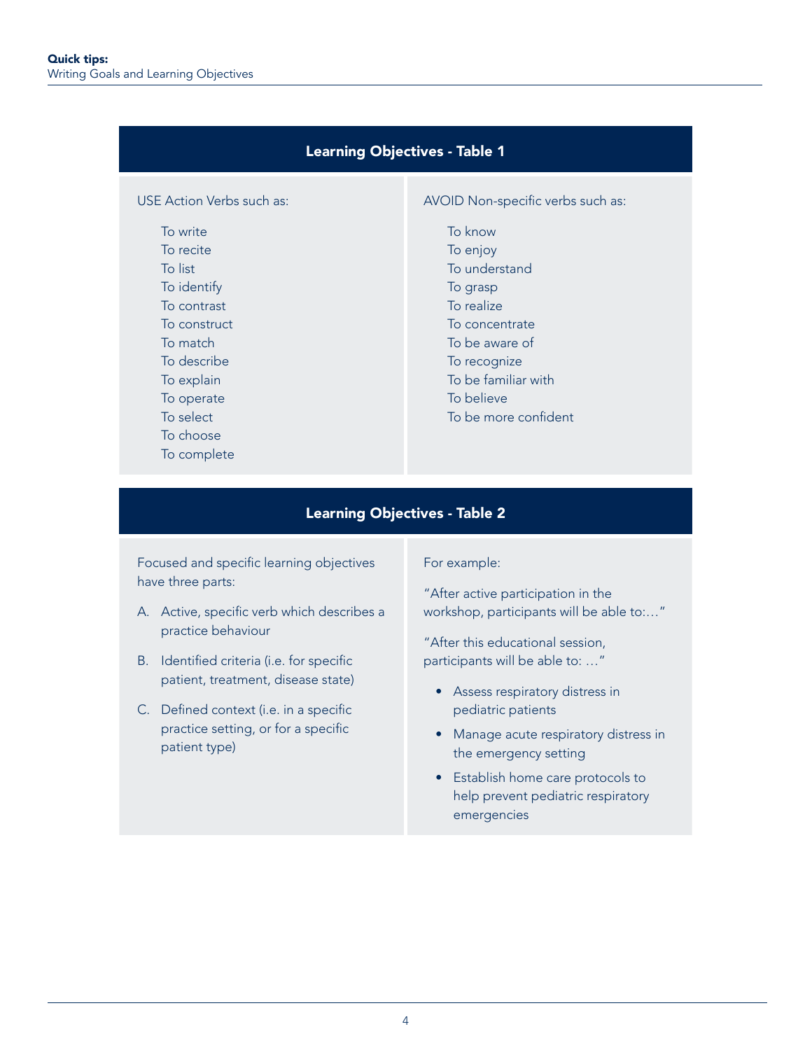## Learning Objectives - Table 1

| USE Action Verbs such as: | AVOID Non-specific verbs such as: |
| --- | --- |
| To write | To know |
| To recite | To enjoy |
| To list | To understand |
| To identify | To grasp |
| To contrast | To realize |
| To construct | To concentrate |
| To match | To be aware of |
| To describe | To recognize |
| To explain | To be familiar with |
| To operate | To believe |
| To select | To be more confident |
| To choose | |
| To complete | |

## Learning Objectives - Table 2

Focused and specific learning objectives have three parts:

A. Active, specific verb which describes a practice behaviour

B. Identified criteria (i.e. for specific patient, treatment, disease state)

C. Defined context (i.e. in a specific practice setting, or for a specific patient type)

For example:

"After active participation in the workshop, participants will be able to:…"

"After this educational session, participants will be able to: …"

- Assess respiratory distress in pediatric patients
- Manage acute respiratory distress in the emergency setting
- Establish home care protocols to help prevent pediatric respiratory emergencies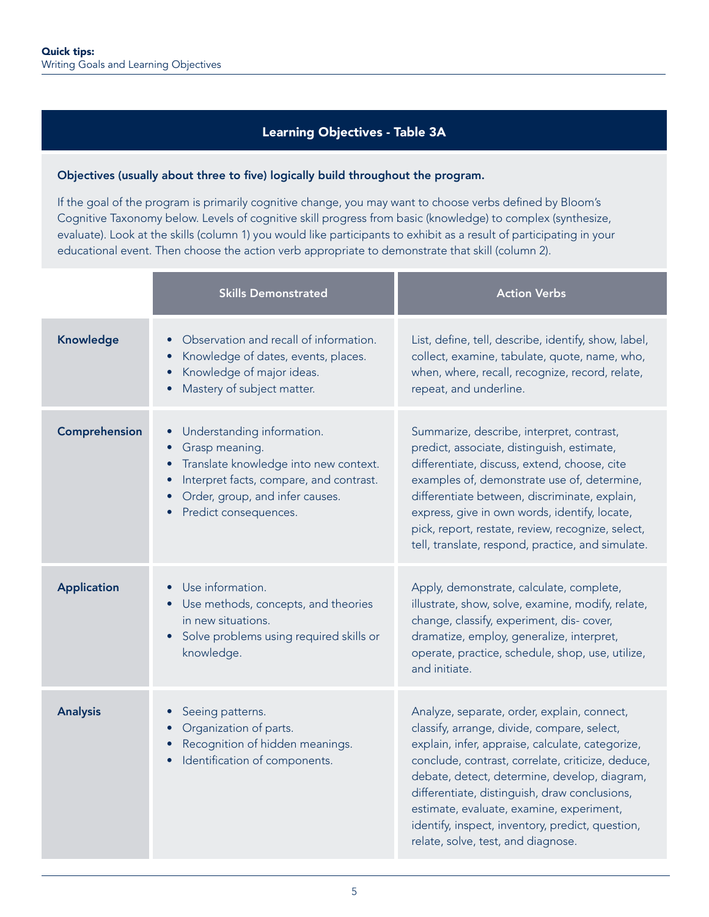## Learning Objectives - Table 3A

**Objectives (usually about three to five) logically build throughout the program.**

If the goal of the program is primarily cognitive change, you may want to choose verbs defined by Bloom's Cognitive Taxonomy below. Levels of cognitive skill progress from basic (knowledge) to complex (synthesize, evaluate). Look at the skills (column 1) you would like participants to exhibit as a result of participating in your educational event. Then choose the action verb appropriate to demonstrate that skill (column 2).

| | Skills Demonstrated | Action Verbs |
|---|---|---|
| **Knowledge** | • Observation and recall of information.<br>• Knowledge of dates, events, places.<br>• Knowledge of major ideas.<br>• Mastery of subject matter. | List, define, tell, describe, identify, show, label, collect, examine, tabulate, quote, name, who, when, where, recall, recognize, record, relate, repeat, and underline. |
| **Comprehension** | • Understanding information.<br>• Grasp meaning.<br>• Translate knowledge into new context.<br>• Interpret facts, compare, and contrast.<br>• Order, group, and infer causes.<br>• Predict consequences. | Summarize, describe, interpret, contrast, predict, associate, distinguish, estimate, differentiate, discuss, extend, choose, cite examples of, demonstrate use of, determine, differentiate between, discriminate, explain, express, give in own words, identify, locate, pick, report, restate, review, recognize, select, tell, translate, respond, practice, and simulate. |
| **Application** | • Use information.<br>• Use methods, concepts, and theories in new situations.<br>• Solve problems using required skills or knowledge. | Apply, demonstrate, calculate, complete, illustrate, show, solve, examine, modify, relate, change, classify, experiment, dis- cover, dramatize, employ, generalize, interpret, operate, practice, schedule, shop, use, utilize, and initiate. |
| **Analysis** | • Seeing patterns.<br>• Organization of parts.<br>• Recognition of hidden meanings.<br>• Identification of components. | Analyze, separate, order, explain, connect, classify, arrange, divide, compare, select, explain, infer, appraise, calculate, categorize, conclude, contrast, correlate, criticize, deduce, debate, detect, determine, develop, diagram, differentiate, distinguish, draw conclusions, estimate, evaluate, examine, experiment, identify, inspect, inventory, predict, question, relate, solve, test, and diagnose. |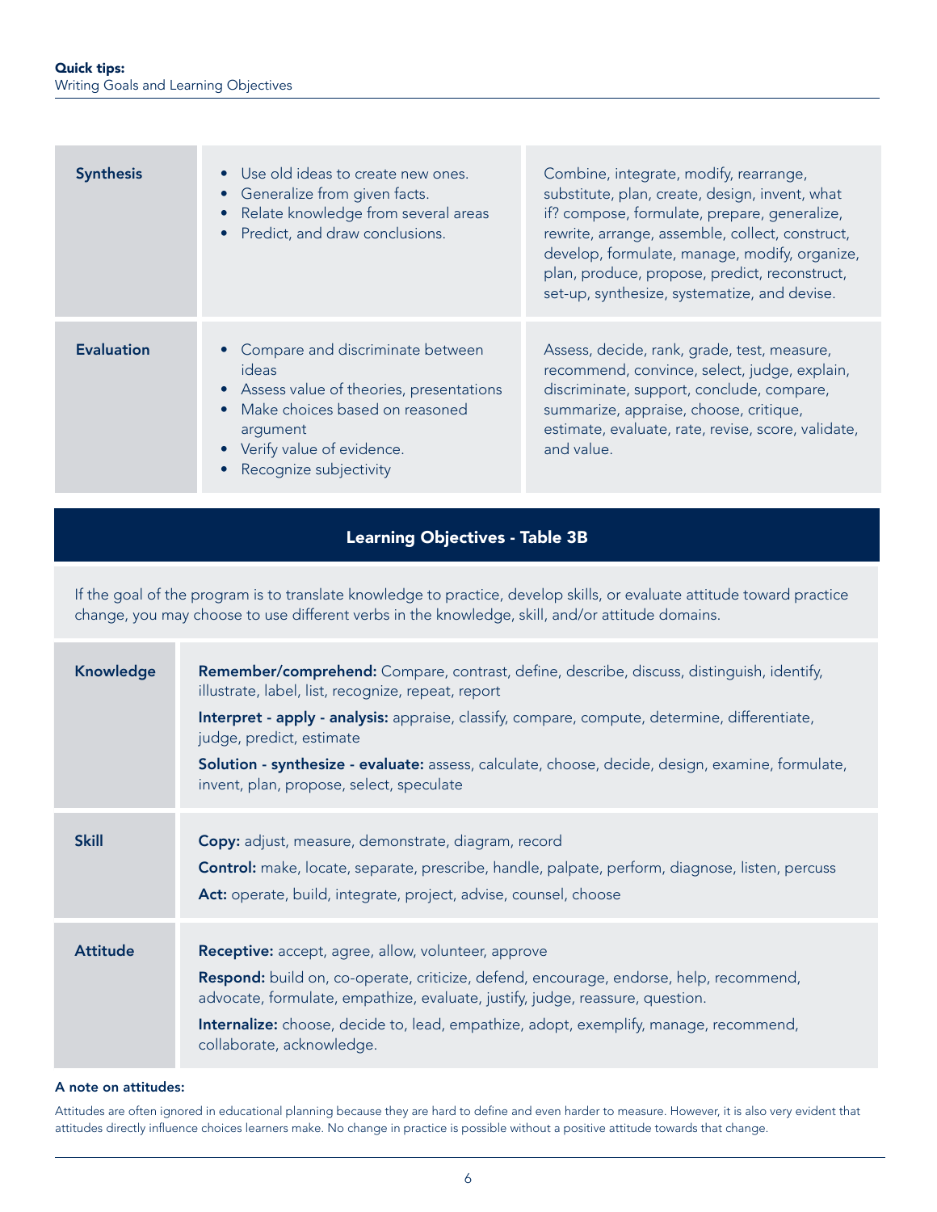| | | |
|---|---|---|
| **Synthesis** | • Use old ideas to create new ones.<br>• Generalize from given facts.<br>• Relate knowledge from several areas<br>• Predict, and draw conclusions. | Combine, integrate, modify, rearrange, substitute, plan, create, design, invent, what if? compose, formulate, prepare, generalize, rewrite, arrange, assemble, collect, construct, develop, formulate, manage, modify, organize, plan, produce, propose, predict, reconstruct, set-up, synthesize, systematize, and devise. |
| **Evaluation** | • Compare and discriminate between ideas<br>• Assess value of theories, presentations<br>• Make choices based on reasoned argument<br>• Verify value of evidence.<br>• Recognize subjectivity | Assess, decide, rank, grade, test, measure, recommend, convince, select, judge, explain, discriminate, support, conclude, compare, summarize, appraise, choose, critique, estimate, evaluate, rate, revise, score, validate, and value. |

## Learning Objectives - Table 3B

If the goal of the program is to translate knowledge to practice, develop skills, or evaluate attitude toward practice change, you may choose to use different verbs in the knowledge, skill, and/or attitude domains.

| | |
|---|---|
| **Knowledge** | **Remember/comprehend:** Compare, contrast, define, describe, discuss, distinguish, identify, illustrate, label, list, recognize, repeat, report<br>**Interpret - apply - analysis:** appraise, classify, compare, compute, determine, differentiate, judge, predict, estimate<br>**Solution - synthesize - evaluate:** assess, calculate, choose, decide, design, examine, formulate, invent, plan, propose, select, speculate |
| **Skill** | **Copy:** adjust, measure, demonstrate, diagram, record<br>**Control:** make, locate, separate, prescribe, handle, palpate, perform, diagnose, listen, percuss<br>**Act:** operate, build, integrate, project, advise, counsel, choose |
| **Attitude** | **Receptive:** accept, agree, allow, volunteer, approve<br>**Respond:** build on, co-operate, criticize, defend, encourage, endorse, help, recommend, advocate, formulate, empathize, evaluate, justify, judge, reassure, question.<br>**Internalize:** choose, decide to, lead, empathize, adopt, exemplify, manage, recommend, collaborate, acknowledge. |

**A note on attitudes:**

Attitudes are often ignored in educational planning because they are hard to define and even harder to measure. However, it is also very evident that attitudes directly influence choices learners make. No change in practice is possible without a positive attitude towards that change.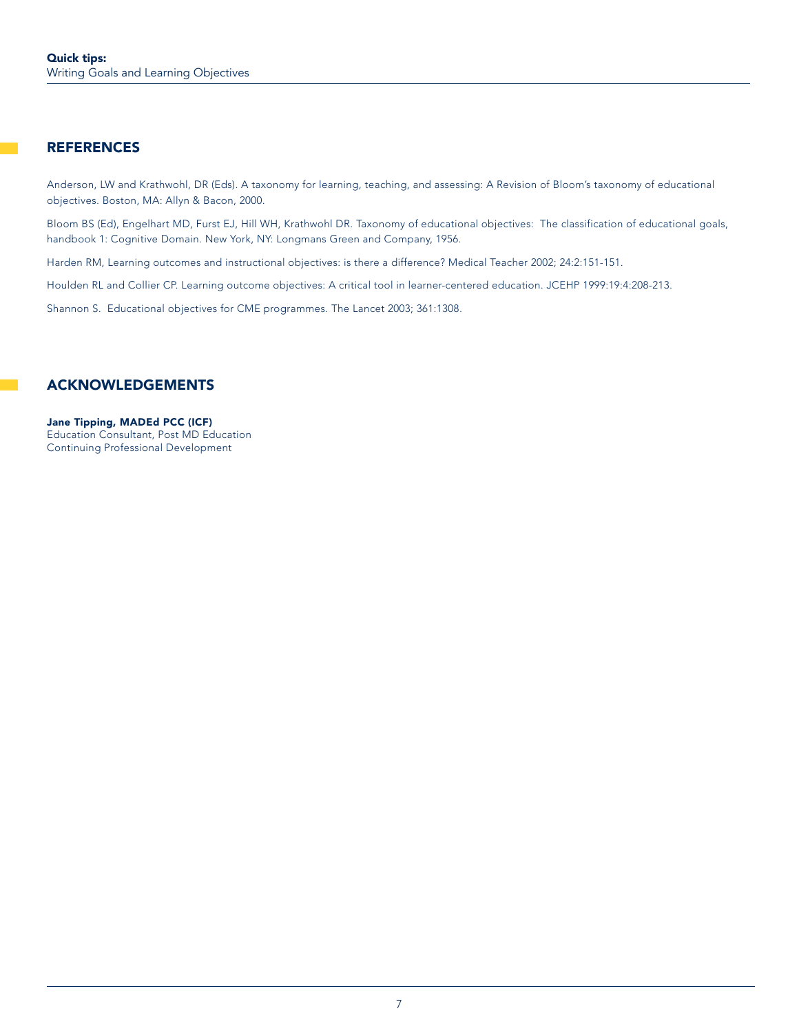## REFERENCES

Anderson, LW and Krathwohl, DR (Eds). A taxonomy for learning, teaching, and assessing: A Revision of Bloom's taxonomy of educational objectives. Boston, MA: Allyn & Bacon, 2000.

Bloom BS (Ed), Engelhart MD, Furst EJ, Hill WH, Krathwohl DR. Taxonomy of educational objectives: The classification of educational goals, handbook 1: Cognitive Domain. New York, NY: Longmans Green and Company, 1956.

Harden RM, Learning outcomes and instructional objectives: is there a difference? Medical Teacher 2002; 24:2:151-151.

Houlden RL and Collier CP. Learning outcome objectives: A critical tool in learner-centered education. JCEHP 1999:19:4:208-213.

Shannon S. Educational objectives for CME programmes. The Lancet 2003; 361:1308.

## ACKNOWLEDGEMENTS

**Jane Tipping, MADEd PCC (ICF)**
Education Consultant, Post MD Education
Continuing Professional Development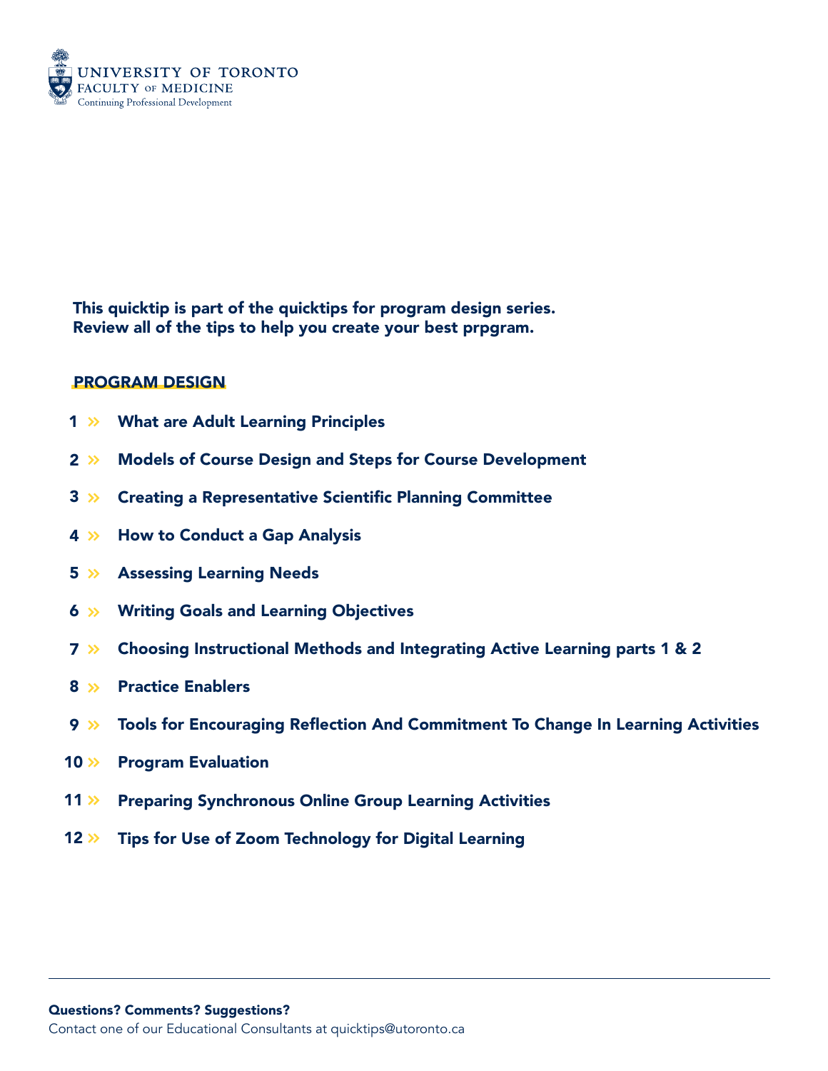UNIVERSITY OF TORONTO
FACULTY OF MEDICINE
Continuing Professional Development

**This quicktip is part of the quicktips for program design series.
Review all of the tips to help you create your best prpgram.**

## PROGRAM DESIGN

1 » **What are Adult Learning Principles**

2 » **Models of Course Design and Steps for Course Development**

3 » **Creating a Representative Scientific Planning Committee**

4 » **How to Conduct a Gap Analysis**

5 » **Assessing Learning Needs**

6 » **Writing Goals and Learning Objectives**

7 » **Choosing Instructional Methods and Integrating Active Learning parts 1 & 2**

8 » **Practice Enablers**

9 » **Tools for Encouraging Reflection And Commitment To Change In Learning Activities**

10 » **Program Evaluation**

11 » **Preparing Synchronous Online Group Learning Activities**

12 » **Tips for Use of Zoom Technology for Digital Learning**

---

**Questions? Comments? Suggestions?**
Contact one of our Educational Consultants at quicktips@utoronto.ca